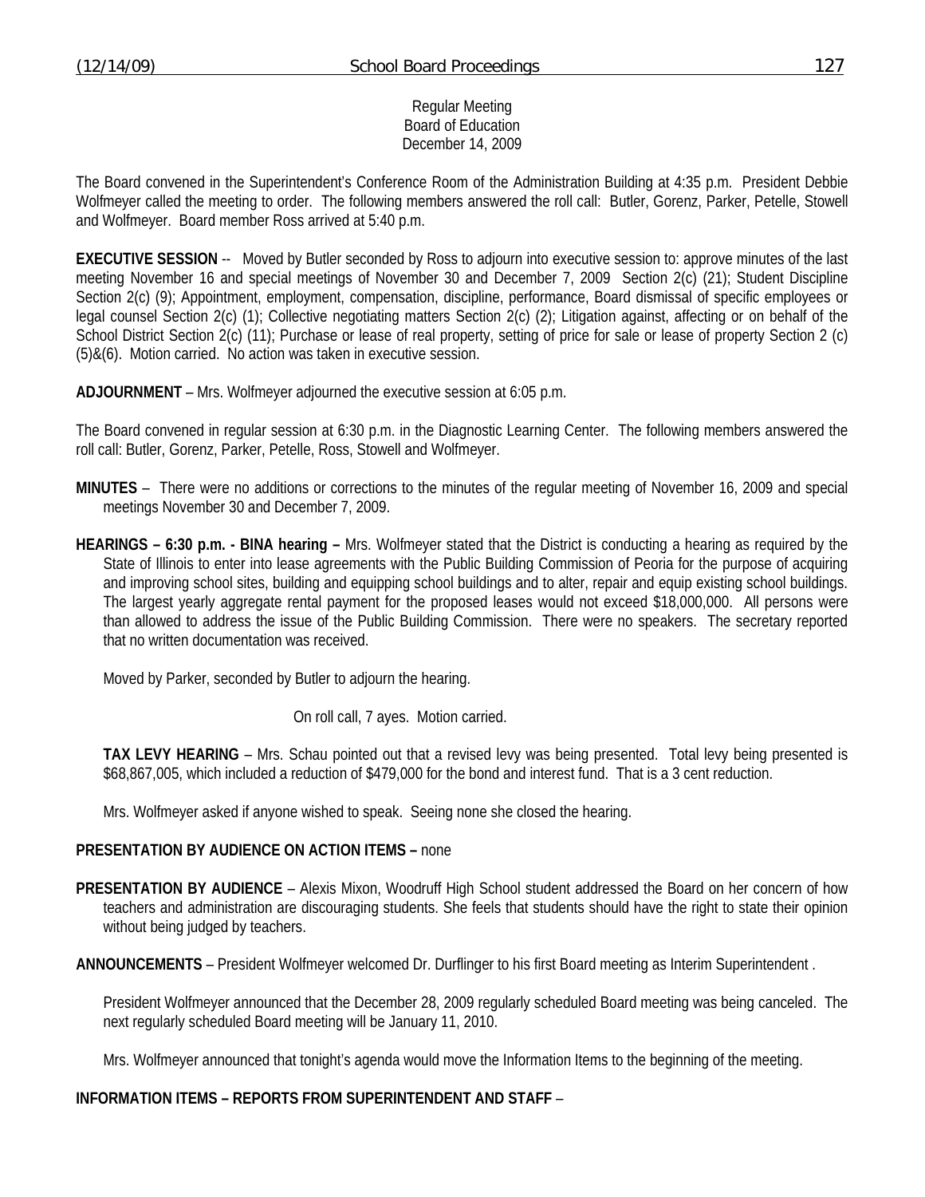Regular Meeting
Board of Education
December 14, 2009

The Board convened in the Superintendent's Conference Room of the Administration Building at 4:35 p.m. President Debbie Wolfmeyer called the meeting to order. The following members answered the roll call: Butler, Gorenz, Parker, Petelle, Stowell and Wolfmeyer. Board member Ross arrived at 5:40 p.m.

**EXECUTIVE SESSION** -- Moved by Butler seconded by Ross to adjourn into executive session to: approve minutes of the last meeting November 16 and special meetings of November 30 and December 7, 2009 Section 2(c) (21); Student Discipline Section 2(c) (9); Appointment, employment, compensation, discipline, performance, Board dismissal of specific employees or legal counsel Section 2(c) (1); Collective negotiating matters Section 2(c) (2); Litigation against, affecting or on behalf of the School District Section 2(c) (11); Purchase or lease of real property, setting of price for sale or lease of property Section 2 (c) (5)&(6). Motion carried. No action was taken in executive session.

**ADJOURNMENT** – Mrs. Wolfmeyer adjourned the executive session at 6:05 p.m.

The Board convened in regular session at 6:30 p.m. in the Diagnostic Learning Center. The following members answered the roll call: Butler, Gorenz, Parker, Petelle, Ross, Stowell and Wolfmeyer.

**MINUTES** – There were no additions or corrections to the minutes of the regular meeting of November 16, 2009 and special meetings November 30 and December 7, 2009.

**HEARINGS – 6:30 p.m. - BINA hearing –** Mrs. Wolfmeyer stated that the District is conducting a hearing as required by the State of Illinois to enter into lease agreements with the Public Building Commission of Peoria for the purpose of acquiring and improving school sites, building and equipping school buildings and to alter, repair and equip existing school buildings. The largest yearly aggregate rental payment for the proposed leases would not exceed $18,000,000. All persons were than allowed to address the issue of the Public Building Commission. There were no speakers. The secretary reported that no written documentation was received.

Moved by Parker, seconded by Butler to adjourn the hearing.

On roll call, 7 ayes. Motion carried.

**TAX LEVY HEARING** – Mrs. Schau pointed out that a revised levy was being presented. Total levy being presented is $68,867,005, which included a reduction of $479,000 for the bond and interest fund. That is a 3 cent reduction.

Mrs. Wolfmeyer asked if anyone wished to speak. Seeing none she closed the hearing.

**PRESENTATION BY AUDIENCE ON ACTION ITEMS –** none

**PRESENTATION BY AUDIENCE** – Alexis Mixon, Woodruff High School student addressed the Board on her concern of how teachers and administration are discouraging students. She feels that students should have the right to state their opinion without being judged by teachers.

**ANNOUNCEMENTS** – President Wolfmeyer welcomed Dr. Durflinger to his first Board meeting as Interim Superintendent .

President Wolfmeyer announced that the December 28, 2009 regularly scheduled Board meeting was being canceled. The next regularly scheduled Board meeting will be January 11, 2010.

Mrs. Wolfmeyer announced that tonight's agenda would move the Information Items to the beginning of the meeting.

**INFORMATION ITEMS – REPORTS FROM SUPERINTENDENT AND STAFF** –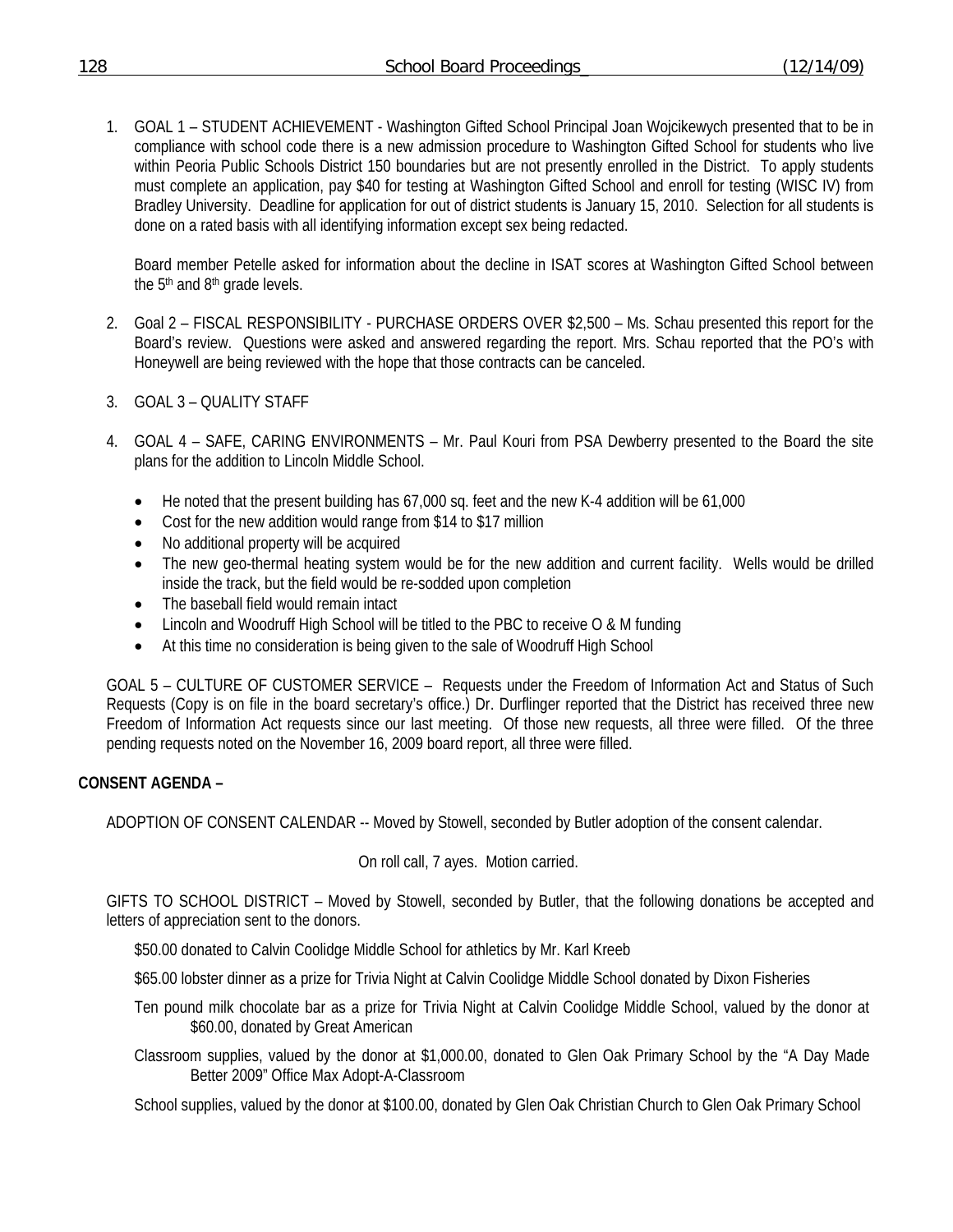1. GOAL 1 – STUDENT ACHIEVEMENT - Washington Gifted School Principal Joan Wojcikewych presented that to be in compliance with school code there is a new admission procedure to Washington Gifted School for students who live within Peoria Public Schools District 150 boundaries but are not presently enrolled in the District. To apply students must complete an application, pay $40 for testing at Washington Gifted School and enroll for testing (WISC IV) from Bradley University. Deadline for application for out of district students is January 15, 2010. Selection for all students is done on a rated basis with all identifying information except sex being redacted.

   Board member Petelle asked for information about the decline in ISAT scores at Washington Gifted School between the 5th and 8th grade levels.

2. Goal 2 – FISCAL RESPONSIBILITY - PURCHASE ORDERS OVER $2,500 – Ms. Schau presented this report for the Board's review. Questions were asked and answered regarding the report. Mrs. Schau reported that the PO's with Honeywell are being reviewed with the hope that those contracts can be canceled.

3. GOAL 3 – QUALITY STAFF

4. GOAL 4 – SAFE, CARING ENVIRONMENTS – Mr. Paul Kouri from PSA Dewberry presented to the Board the site plans for the addition to Lincoln Middle School.

   - He noted that the present building has 67,000 sq. feet and the new K-4 addition will be 61,000
   - Cost for the new addition would range from $14 to $17 million
   - No additional property will be acquired
   - The new geo-thermal heating system would be for the new addition and current facility. Wells would be drilled inside the track, but the field would be re-sodded upon completion
   - The baseball field would remain intact
   - Lincoln and Woodruff High School will be titled to the PBC to receive O & M funding
   - At this time no consideration is being given to the sale of Woodruff High School

GOAL 5 – CULTURE OF CUSTOMER SERVICE – Requests under the Freedom of Information Act and Status of Such Requests (Copy is on file in the board secretary's office.) Dr. Durflinger reported that the District has received three new Freedom of Information Act requests since our last meeting. Of those new requests, all three were filled. Of the three pending requests noted on the November 16, 2009 board report, all three were filled.

**CONSENT AGENDA –**

ADOPTION OF CONSENT CALENDAR -- Moved by Stowell, seconded by Butler adoption of the consent calendar.

On roll call, 7 ayes. Motion carried.

GIFTS TO SCHOOL DISTRICT – Moved by Stowell, seconded by Butler, that the following donations be accepted and letters of appreciation sent to the donors.

$50.00 donated to Calvin Coolidge Middle School for athletics by Mr. Karl Kreeb

$65.00 lobster dinner as a prize for Trivia Night at Calvin Coolidge Middle School donated by Dixon Fisheries

Ten pound milk chocolate bar as a prize for Trivia Night at Calvin Coolidge Middle School, valued by the donor at $60.00, donated by Great American

Classroom supplies, valued by the donor at $1,000.00, donated to Glen Oak Primary School by the "A Day Made Better 2009" Office Max Adopt-A-Classroom

School supplies, valued by the donor at $100.00, donated by Glen Oak Christian Church to Glen Oak Primary School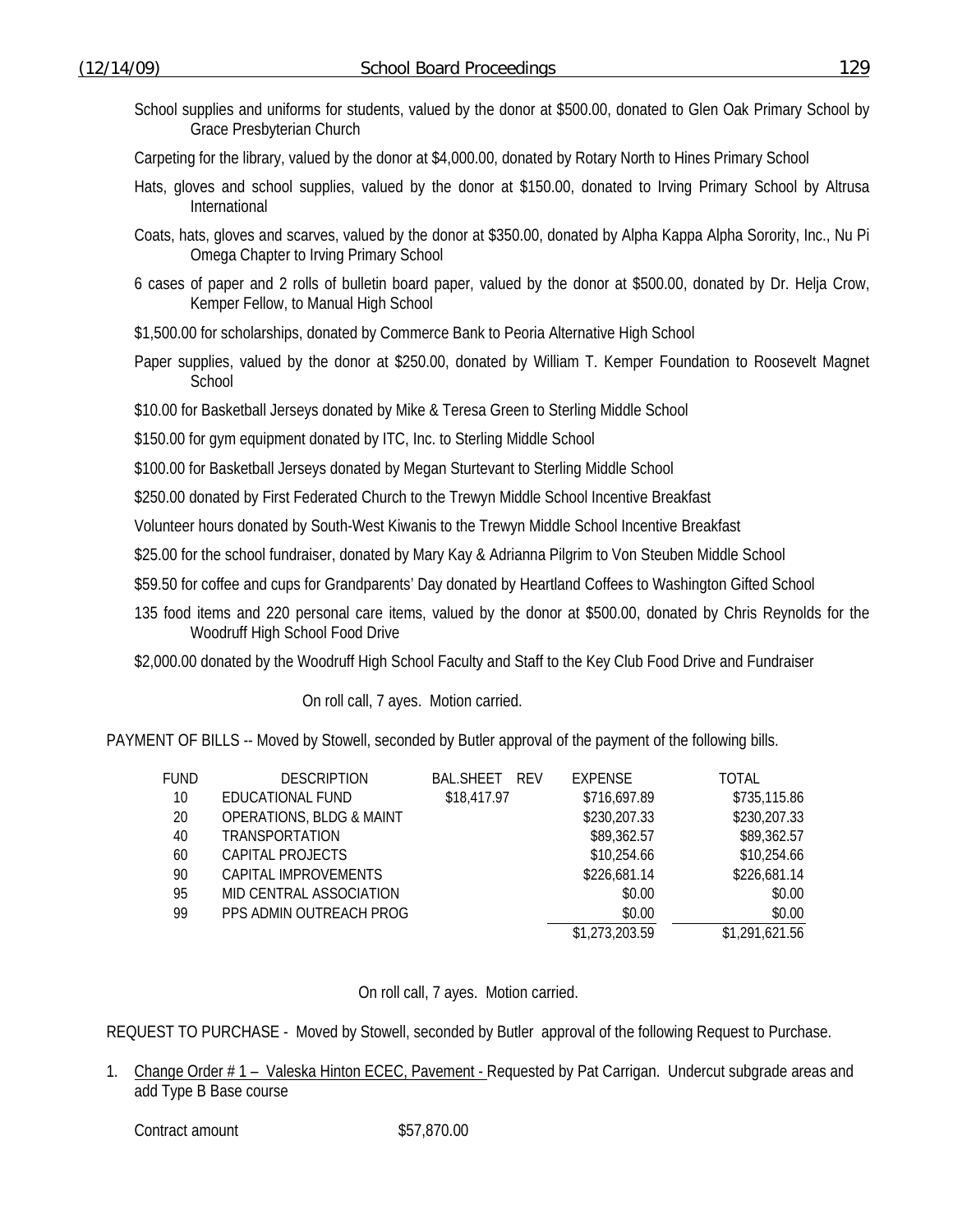School supplies and uniforms for students, valued by the donor at $500.00, donated to Glen Oak Primary School by Grace Presbyterian Church

Carpeting for the library, valued by the donor at $4,000.00, donated by Rotary North to Hines Primary School

Hats, gloves and school supplies, valued by the donor at $150.00, donated to Irving Primary School by Altrusa International

Coats, hats, gloves and scarves, valued by the donor at $350.00, donated by Alpha Kappa Alpha Sorority, Inc., Nu Pi Omega Chapter to Irving Primary School

6 cases of paper and 2 rolls of bulletin board paper, valued by the donor at $500.00, donated by Dr. Helja Crow, Kemper Fellow, to Manual High School

$1,500.00 for scholarships, donated by Commerce Bank to Peoria Alternative High School

Paper supplies, valued by the donor at $250.00, donated by William T. Kemper Foundation to Roosevelt Magnet School

$10.00 for Basketball Jerseys donated by Mike & Teresa Green to Sterling Middle School

$150.00 for gym equipment donated by ITC, Inc. to Sterling Middle School

$100.00 for Basketball Jerseys donated by Megan Sturtevant to Sterling Middle School

$250.00 donated by First Federated Church to the Trewyn Middle School Incentive Breakfast

Volunteer hours donated by South-West Kiwanis to the Trewyn Middle School Incentive Breakfast

$25.00 for the school fundraiser, donated by Mary Kay & Adrianna Pilgrim to Von Steuben Middle School

$59.50 for coffee and cups for Grandparents' Day donated by Heartland Coffees to Washington Gifted School

135 food items and 220 personal care items, valued by the donor at $500.00, donated by Chris Reynolds for the Woodruff High School Food Drive

$2,000.00 donated by the Woodruff High School Faculty and Staff to the Key Club Food Drive and Fundraiser

On roll call, 7 ayes. Motion carried.

PAYMENT OF BILLS -- Moved by Stowell, seconded by Butler approval of the payment of the following bills.

| FUND | DESCRIPTION | BAL.SHEET | REV | EXPENSE | TOTAL |
|---|---|---|---|---|---|
| 10 | EDUCATIONAL FUND | $18,417.97 | | $716,697.89 | $735,115.86 |
| 20 | OPERATIONS, BLDG & MAINT | | | $230,207.33 | $230,207.33 |
| 40 | TRANSPORTATION | | | $89,362.57 | $89,362.57 |
| 60 | CAPITAL PROJECTS | | | $10,254.66 | $10,254.66 |
| 90 | CAPITAL IMPROVEMENTS | | | $226,681.14 | $226,681.14 |
| 95 | MID CENTRAL ASSOCIATION | | | $0.00 | $0.00 |
| 99 | PPS ADMIN OUTREACH PROG | | | $0.00 | $0.00 |
| | | | | $1,273,203.59 | $1,291,621.56 |

On roll call, 7 ayes. Motion carried.

REQUEST TO PURCHASE - Moved by Stowell, seconded by Butler approval of the following Request to Purchase.

1. Change Order # 1 – Valeska Hinton ECEC, Pavement - Requested by Pat Carrigan. Undercut subgrade areas and add Type B Base course

   Contract amount $57,870.00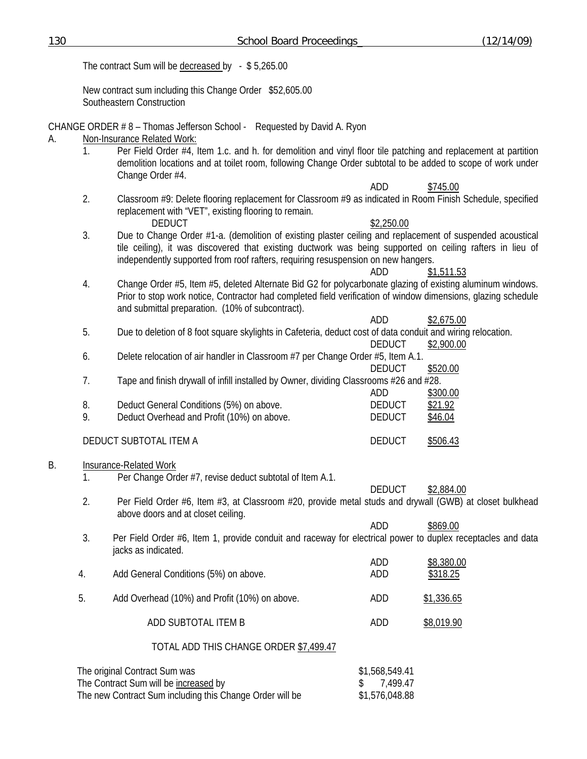The contract Sum will be decreased by - $ 5,265.00

New contract sum including this Change Order $52,605.00
Southeastern Construction

CHANGE ORDER # 8 – Thomas Jefferson School - Requested by David A. Ryon

A. Non-Insurance Related Work:

1. Per Field Order #4, Item 1.c. and h. for demolition and vinyl floor tile patching and replacement at partition demolition locations and at toilet room, following Change Order subtotal to be added to scope of work under Change Order #4.
   ADD $745.00
2. Classroom #9: Delete flooring replacement for Classroom #9 as indicated in Room Finish Schedule, specified replacement with "VET", existing flooring to remain.
   DEDUCT $2,250.00
3. Due to Change Order #1-a. (demolition of existing plaster ceiling and replacement of suspended acoustical tile ceiling), it was discovered that existing ductwork was being supported on ceiling rafters in lieu of independently supported from roof rafters, requiring resuspension on new hangers.
   ADD $1,511.53
4. Change Order #5, Item #5, deleted Alternate Bid G2 for polycarbonate glazing of existing aluminum windows. Prior to stop work notice, Contractor had completed field verification of window dimensions, glazing schedule and submittal preparation. (10% of subcontract).
   ADD $2,675.00
5. Due to deletion of 8 foot square skylights in Cafeteria, deduct cost of data conduit and wiring relocation.
   DEDUCT $2,900.00
6. Delete relocation of air handler in Classroom #7 per Change Order #5, Item A.1.
   DEDUCT $520.00
7. Tape and finish drywall of infill installed by Owner, dividing Classrooms #26 and #28.
   ADD $300.00
8. Deduct General Conditions (5%) on above. DEDUCT $21.92
9. Deduct Overhead and Profit (10%) on above. DEDUCT $46.04

DEDUCT SUBTOTAL ITEM A DEDUCT $506.43

B. Insurance-Related Work

1. Per Change Order #7, revise deduct subtotal of Item A.1.
   DEDUCT $2,884.00
2. Per Field Order #6, Item #3, at Classroom #20, provide metal studs and drywall (GWB) at closet bulkhead above doors and at closet ceiling.
   ADD $869.00
3. Per Field Order #6, Item 1, provide conduit and raceway for electrical power to duplex receptacles and data jacks as indicated.
   ADD $8,380.00
4. Add General Conditions (5%) on above. ADD $318.25
5. Add Overhead (10%) and Profit (10%) on above. ADD $1,336.65

ADD SUBTOTAL ITEM B ADD $8,019.90

TOTAL ADD THIS CHANGE ORDER $7,499.47

| | |
|---|---|
| The original Contract Sum was | $1,568,549.41 |
| The Contract Sum will be increased by | $ 7,499.47 |
| The new Contract Sum including this Change Order will be | $1,576,048.88 |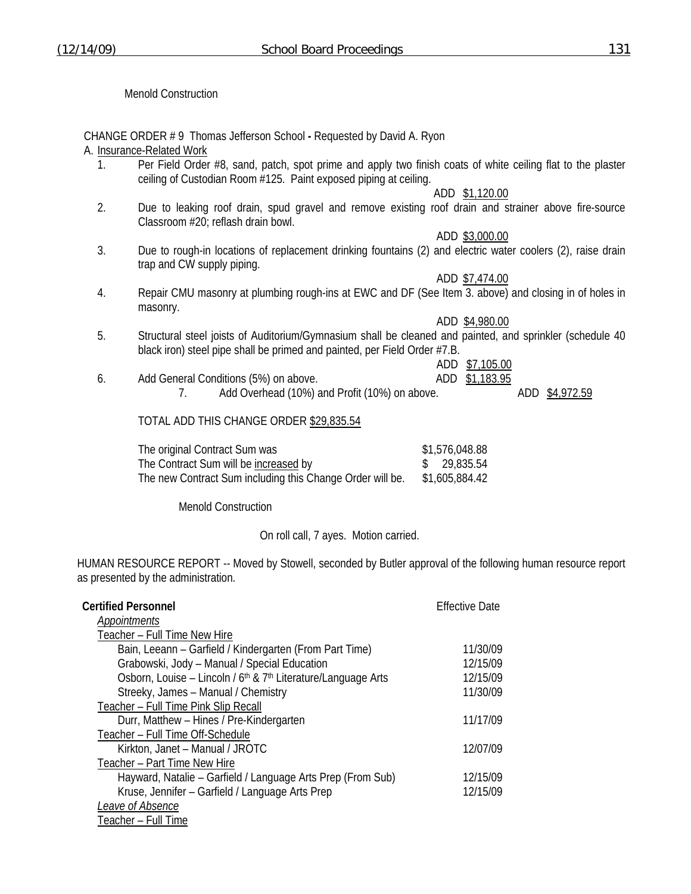Menold Construction

CHANGE ORDER # 9 Thomas Jefferson School **-** Requested by David A. Ryon

A. Insurance-Related Work

1. Per Field Order #8, sand, patch, spot prime and apply two finish coats of white ceiling flat to the plaster ceiling of Custodian Room #125. Paint exposed piping at ceiling.
   ADD $1,120.00
2. Due to leaking roof drain, spud gravel and remove existing roof drain and strainer above fire-source Classroom #20; reflash drain bowl.
   ADD $3,000.00
3. Due to rough-in locations of replacement drinking fountains (2) and electric water coolers (2), raise drain trap and CW supply piping.
   ADD $7,474.00
4. Repair CMU masonry at plumbing rough-ins at EWC and DF (See Item 3. above) and closing in of holes in masonry.
   ADD $4,980.00
5. Structural steel joists of Auditorium/Gymnasium shall be cleaned and painted, and sprinkler (schedule 40 black iron) steel pipe shall be primed and painted, per Field Order #7.B.
   ADD $7,105.00
6. Add General Conditions (5%) on above. ADD $1,183.95
7. Add Overhead (10%) and Profit (10%) on above. ADD $4,972.59

TOTAL ADD THIS CHANGE ORDER $29,835.54

| | |
|---|---|
| The original Contract Sum was | $1,576,048.88 |
| The Contract Sum will be increased by | $ 29,835.54 |
| The new Contract Sum including this Change Order will be. | $1,605,884.42 |

Menold Construction

On roll call, 7 ayes. Motion carried.

HUMAN RESOURCE REPORT -- Moved by Stowell, seconded by Butler approval of the following human resource report as presented by the administration.

| **Certified Personnel** | Effective Date |
|---|---|
| *Appointments* | |
| Teacher – Full Time New Hire | |
| Bain, Leeann – Garfield / Kindergarten (From Part Time) | 11/30/09 |
| Grabowski, Jody – Manual / Special Education | 12/15/09 |
| Osborn, Louise – Lincoln / 6th & 7th Literature/Language Arts | 12/15/09 |
| Streeky, James – Manual / Chemistry | 11/30/09 |
| Teacher – Full Time Pink Slip Recall | |
| Durr, Matthew – Hines / Pre-Kindergarten | 11/17/09 |
| Teacher – Full Time Off-Schedule | |
| Kirkton, Janet – Manual / JROTC | 12/07/09 |
| Teacher – Part Time New Hire | |
| Hayward, Natalie – Garfield / Language Arts Prep (From Sub) | 12/15/09 |
| Kruse, Jennifer – Garfield / Language Arts Prep | 12/15/09 |
| *Leave of Absence* | |
| Teacher – Full Time | |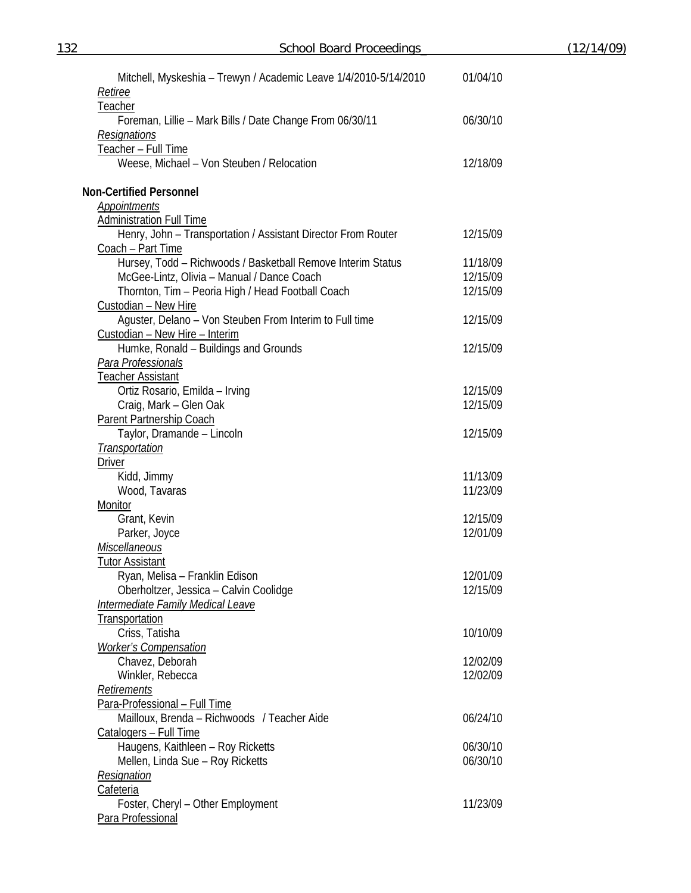Mitchell, Myskeshia – Trewyn / Academic Leave 1/4/2010-5/14/2010 01/04/10

*Retiree*

Teacher

Foreman, Lillie – Mark Bills / Date Change From 06/30/11 06/30/10

*Resignations*

Teacher – Full Time

Weese, Michael – Von Steuben / Relocation 12/18/09

**Non-Certified Personnel**

*Appointments*

Administration Full Time

| | |
|---|---|
| Henry, John – Transportation / Assistant Director From Router | 12/15/09 |

Coach – Part Time

| | |
|---|---|
| Hursey, Todd – Richwoods / Basketball Remove Interim Status | 11/18/09 |
| McGee-Lintz, Olivia – Manual / Dance Coach | 12/15/09 |
| Thornton, Tim – Peoria High / Head Football Coach | 12/15/09 |

Custodian – New Hire

| | |
|---|---|
| Aguster, Delano – Von Steuben From Interim to Full time | 12/15/09 |

Custodian – New Hire – Interim

| | |
|---|---|
| Humke, Ronald – Buildings and Grounds | 12/15/09 |

*Para Professionals*

Teacher Assistant

| | |
|---|---|
| Ortiz Rosario, Emilda – Irving | 12/15/09 |
| Craig, Mark – Glen Oak | 12/15/09 |

Parent Partnership Coach

| | |
|---|---|
| Taylor, Dramande – Lincoln | 12/15/09 |

*Transportation*

Driver

| | |
|---|---|
| Kidd, Jimmy | 11/13/09 |
| Wood, Tavaras | 11/23/09 |

Monitor

| | |
|---|---|
| Grant, Kevin | 12/15/09 |
| Parker, Joyce | 12/01/09 |

*Miscellaneous*

Tutor Assistant

| | |
|---|---|
| Ryan, Melisa – Franklin Edison | 12/01/09 |
| Oberholtzer, Jessica – Calvin Coolidge | 12/15/09 |

*Intermediate Family Medical Leave*

Transportation

| | |
|---|---|
| Criss, Tatisha | 10/10/09 |

*Worker's Compensation*

| | |
|---|---|
| Chavez, Deborah | 12/02/09 |
| Winkler, Rebecca | 12/02/09 |

*Retirements*

Para-Professional – Full Time

| | |
|---|---|
| Mailloux, Brenda – Richwoods / Teacher Aide | 06/24/10 |

Catalogers – Full Time

| | |
|---|---|
| Haugens, Kaithleen – Roy Ricketts | 06/30/10 |
| Mellen, Linda Sue – Roy Ricketts | 06/30/10 |

*Resignation*

Cafeteria

| | |
|---|---|
| Foster, Cheryl – Other Employment | 11/23/09 |

Para Professional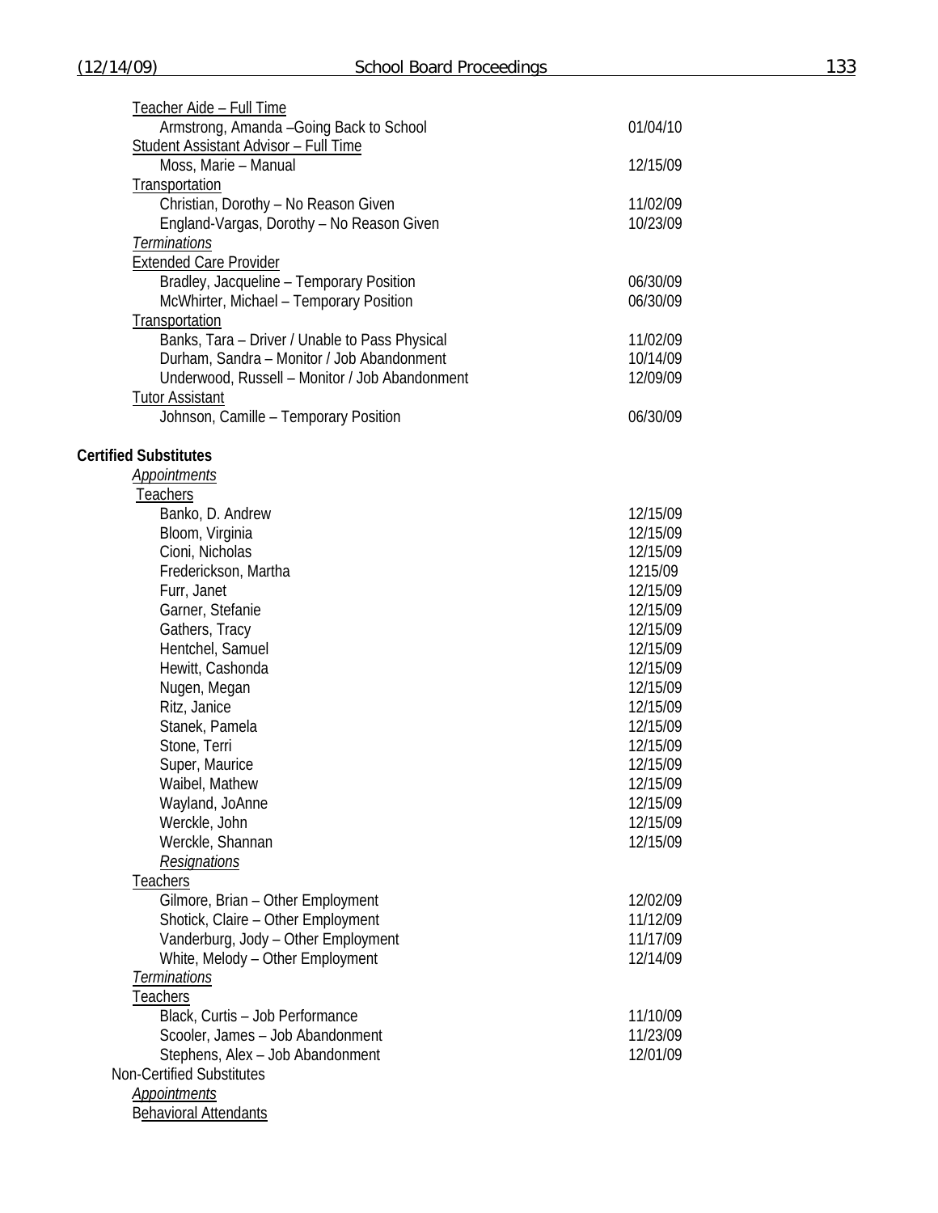Teacher Aide – Full Time

| | |
|---|---|
| Armstrong, Amanda –Going Back to School | 01/04/10 |

Student Assistant Advisor – Full Time

| | |
|---|---|
| Moss, Marie – Manual | 12/15/09 |

Transportation

| | |
|---|---|
| Christian, Dorothy – No Reason Given | 11/02/09 |
| England-Vargas, Dorothy – No Reason Given | 10/23/09 |

*Terminations*

Extended Care Provider

| | |
|---|---|
| Bradley, Jacqueline – Temporary Position | 06/30/09 |
| McWhirter, Michael – Temporary Position | 06/30/09 |

Transportation

| | |
|---|---|
| Banks, Tara – Driver / Unable to Pass Physical | 11/02/09 |
| Durham, Sandra – Monitor / Job Abandonment | 10/14/09 |
| Underwood, Russell – Monitor / Job Abandonment | 12/09/09 |

Tutor Assistant

| | |
|---|---|
| Johnson, Camille – Temporary Position | 06/30/09 |

**Certified Substitutes**

*Appointments*

Teachers

| | |
|---|---|
| Banko, D. Andrew | 12/15/09 |
| Bloom, Virginia | 12/15/09 |
| Cioni, Nicholas | 12/15/09 |
| Frederickson, Martha | 1215/09 |
| Furr, Janet | 12/15/09 |
| Garner, Stefanie | 12/15/09 |
| Gathers, Tracy | 12/15/09 |
| Hentchel, Samuel | 12/15/09 |
| Hewitt, Cashonda | 12/15/09 |
| Nugen, Megan | 12/15/09 |
| Ritz, Janice | 12/15/09 |
| Stanek, Pamela | 12/15/09 |
| Stone, Terri | 12/15/09 |
| Super, Maurice | 12/15/09 |
| Waibel, Mathew | 12/15/09 |
| Wayland, JoAnne | 12/15/09 |
| Werckle, John | 12/15/09 |
| Werckle, Shannan | 12/15/09 |

*Resignations*

Teachers

| | |
|---|---|
| Gilmore, Brian – Other Employment | 12/02/09 |
| Shotick, Claire – Other Employment | 11/12/09 |
| Vanderburg, Jody – Other Employment | 11/17/09 |
| White, Melody – Other Employment | 12/14/09 |

*Terminations*

Teachers

| | |
|---|---|
| Black, Curtis – Job Performance | 11/10/09 |
| Scooler, James – Job Abandonment | 11/23/09 |
| Stephens, Alex – Job Abandonment | 12/01/09 |

Non-Certified Substitutes

*Appointments*

Behavioral Attendants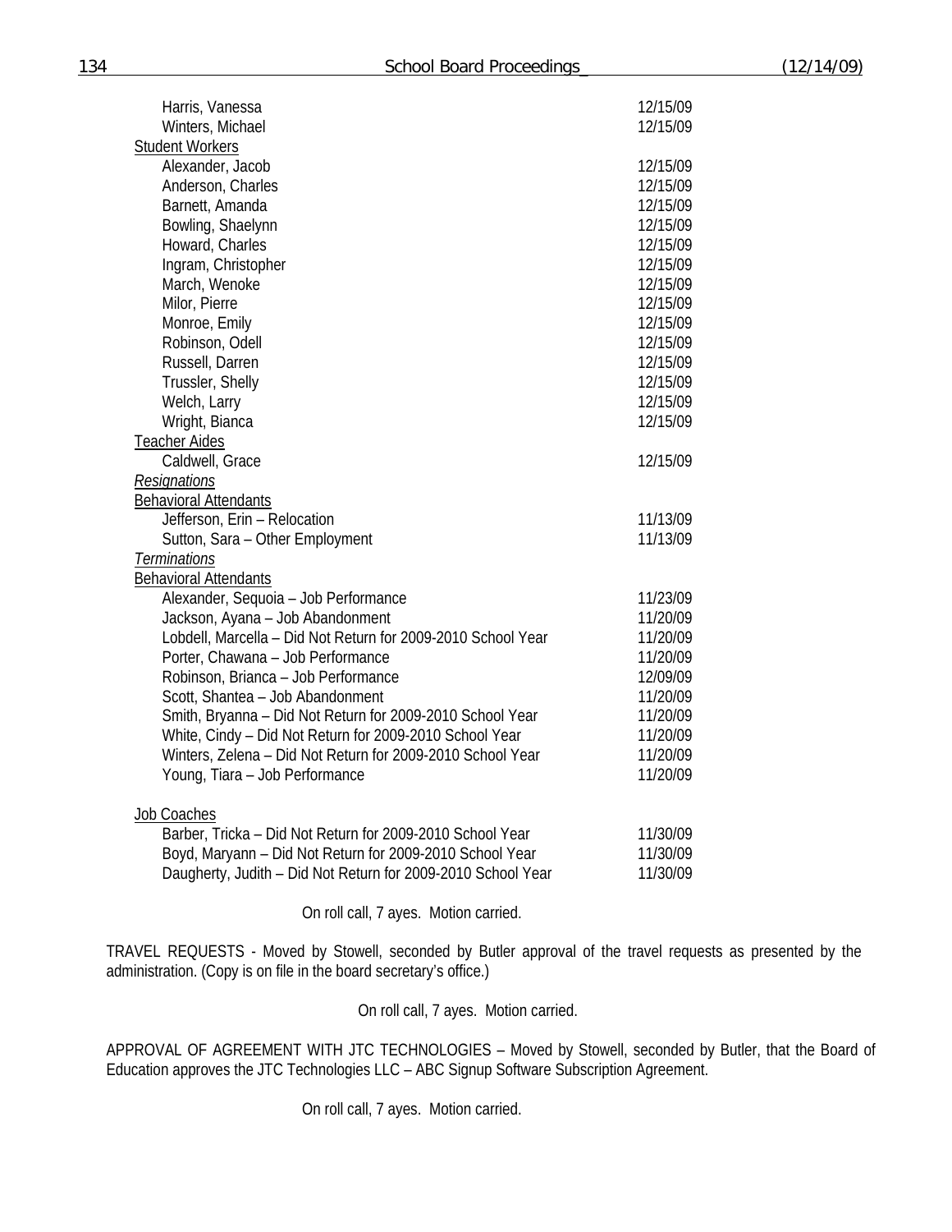| | |
|---|---|
| Harris, Vanessa | 12/15/09 |
| Winters, Michael | 12/15/09 |
| Student Workers | |
| Alexander, Jacob | 12/15/09 |
| Anderson, Charles | 12/15/09 |
| Barnett, Amanda | 12/15/09 |
| Bowling, Shaelynn | 12/15/09 |
| Howard, Charles | 12/15/09 |
| Ingram, Christopher | 12/15/09 |
| March, Wenoke | 12/15/09 |
| Milor, Pierre | 12/15/09 |
| Monroe, Emily | 12/15/09 |
| Robinson, Odell | 12/15/09 |
| Russell, Darren | 12/15/09 |
| Trussler, Shelly | 12/15/09 |
| Welch, Larry | 12/15/09 |
| Wright, Bianca | 12/15/09 |
| Teacher Aides | |
| Caldwell, Grace | 12/15/09 |
| *Resignations* | |
| Behavioral Attendants | |
| Jefferson, Erin – Relocation | 11/13/09 |
| Sutton, Sara – Other Employment | 11/13/09 |
| *Terminations* | |
| Behavioral Attendants | |
| Alexander, Sequoia – Job Performance | 11/23/09 |
| Jackson, Ayana – Job Abandonment | 11/20/09 |
| Lobdell, Marcella – Did Not Return for 2009-2010 School Year | 11/20/09 |
| Porter, Chawana – Job Performance | 11/20/09 |
| Robinson, Brianca – Job Performance | 12/09/09 |
| Scott, Shantea – Job Abandonment | 11/20/09 |
| Smith, Bryanna – Did Not Return for 2009-2010 School Year | 11/20/09 |
| White, Cindy – Did Not Return for 2009-2010 School Year | 11/20/09 |
| Winters, Zelena – Did Not Return for 2009-2010 School Year | 11/20/09 |
| Young, Tiara – Job Performance | 11/20/09 |
| Job Coaches | |
| Barber, Tricka – Did Not Return for 2009-2010 School Year | 11/30/09 |
| Boyd, Maryann – Did Not Return for 2009-2010 School Year | 11/30/09 |
| Daugherty, Judith – Did Not Return for 2009-2010 School Year | 11/30/09 |

On roll call, 7 ayes. Motion carried.

TRAVEL REQUESTS - Moved by Stowell, seconded by Butler approval of the travel requests as presented by the administration. (Copy is on file in the board secretary's office.)

On roll call, 7 ayes. Motion carried.

APPROVAL OF AGREEMENT WITH JTC TECHNOLOGIES – Moved by Stowell, seconded by Butler, that the Board of Education approves the JTC Technologies LLC – ABC Signup Software Subscription Agreement.

On roll call, 7 ayes. Motion carried.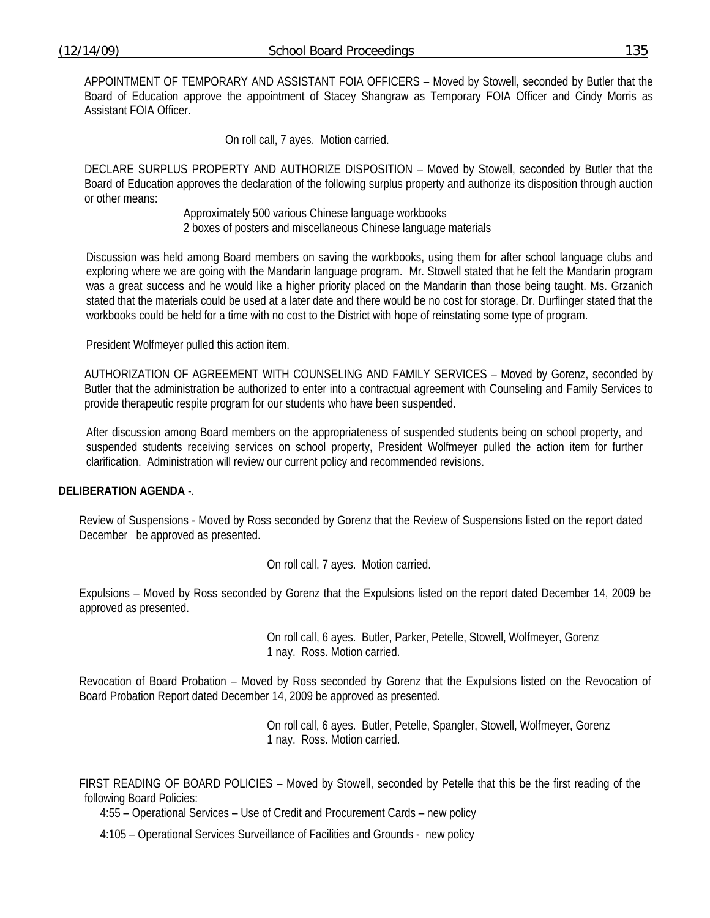APPOINTMENT OF TEMPORARY AND ASSISTANT FOIA OFFICERS – Moved by Stowell, seconded by Butler that the Board of Education approve the appointment of Stacey Shangraw as Temporary FOIA Officer and Cindy Morris as Assistant FOIA Officer.

On roll call, 7 ayes. Motion carried.

DECLARE SURPLUS PROPERTY AND AUTHORIZE DISPOSITION – Moved by Stowell, seconded by Butler that the Board of Education approves the declaration of the following surplus property and authorize its disposition through auction or other means:

Approximately 500 various Chinese language workbooks
2 boxes of posters and miscellaneous Chinese language materials

Discussion was held among Board members on saving the workbooks, using them for after school language clubs and exploring where we are going with the Mandarin language program. Mr. Stowell stated that he felt the Mandarin program was a great success and he would like a higher priority placed on the Mandarin than those being taught. Ms. Grzanich stated that the materials could be used at a later date and there would be no cost for storage. Dr. Durflinger stated that the workbooks could be held for a time with no cost to the District with hope of reinstating some type of program.

President Wolfmeyer pulled this action item.

AUTHORIZATION OF AGREEMENT WITH COUNSELING AND FAMILY SERVICES – Moved by Gorenz, seconded by Butler that the administration be authorized to enter into a contractual agreement with Counseling and Family Services to provide therapeutic respite program for our students who have been suspended.

After discussion among Board members on the appropriateness of suspended students being on school property, and suspended students receiving services on school property, President Wolfmeyer pulled the action item for further clarification. Administration will review our current policy and recommended revisions.

**DELIBERATION AGENDA** -.

Review of Suspensions - Moved by Ross seconded by Gorenz that the Review of Suspensions listed on the report dated December be approved as presented.

On roll call, 7 ayes. Motion carried.

Expulsions – Moved by Ross seconded by Gorenz that the Expulsions listed on the report dated December 14, 2009 be approved as presented.

On roll call, 6 ayes. Butler, Parker, Petelle, Stowell, Wolfmeyer, Gorenz
1 nay. Ross. Motion carried.

Revocation of Board Probation – Moved by Ross seconded by Gorenz that the Expulsions listed on the Revocation of Board Probation Report dated December 14, 2009 be approved as presented.

On roll call, 6 ayes. Butler, Petelle, Spangler, Stowell, Wolfmeyer, Gorenz
1 nay. Ross. Motion carried.

FIRST READING OF BOARD POLICIES – Moved by Stowell, seconded by Petelle that this be the first reading of the following Board Policies:

4:55 – Operational Services – Use of Credit and Procurement Cards – new policy

4:105 – Operational Services Surveillance of Facilities and Grounds - new policy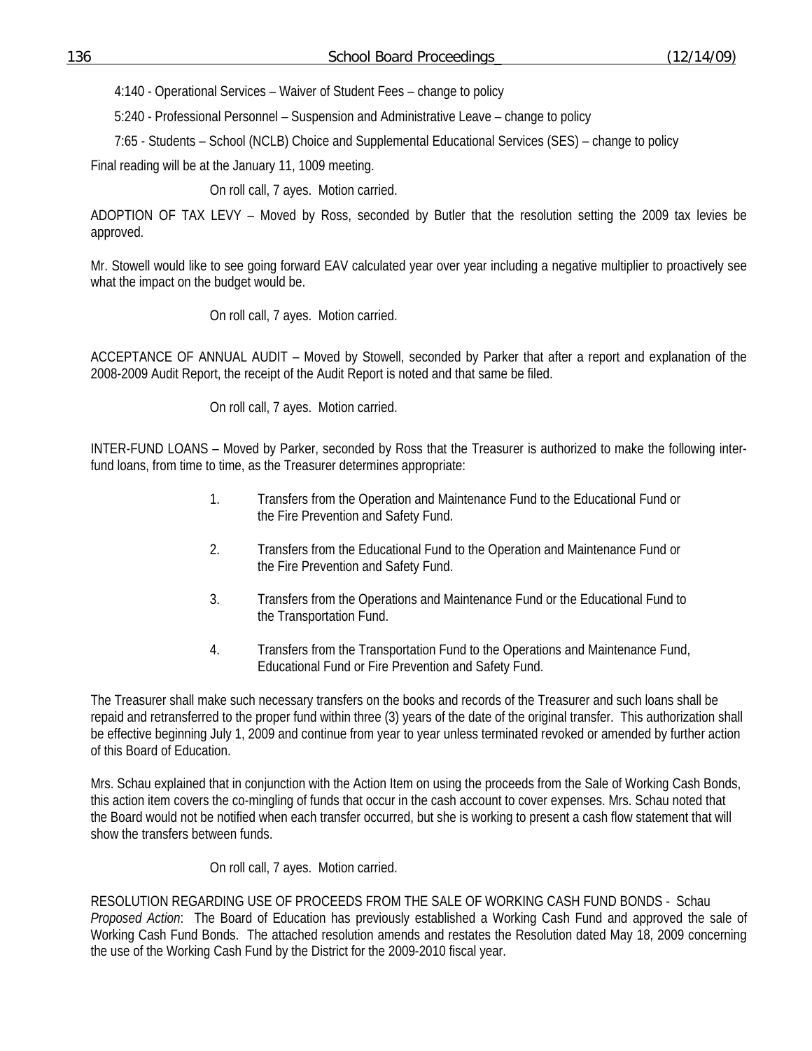4:140 - Operational Services – Waiver of Student Fees – change to policy

5:240 - Professional Personnel – Suspension and Administrative Leave – change to policy

7:65 - Students – School (NCLB) Choice and Supplemental Educational Services (SES) – change to policy

Final reading will be at the January 11, 1009 meeting.

On roll call, 7 ayes. Motion carried.

ADOPTION OF TAX LEVY – Moved by Ross, seconded by Butler that the resolution setting the 2009 tax levies be approved.

Mr. Stowell would like to see going forward EAV calculated year over year including a negative multiplier to proactively see what the impact on the budget would be.

On roll call, 7 ayes. Motion carried.

ACCEPTANCE OF ANNUAL AUDIT – Moved by Stowell, seconded by Parker that after a report and explanation of the 2008-2009 Audit Report, the receipt of the Audit Report is noted and that same be filed.

On roll call, 7 ayes. Motion carried.

INTER-FUND LOANS – Moved by Parker, seconded by Ross that the Treasurer is authorized to make the following inter-fund loans, from time to time, as the Treasurer determines appropriate:

1. Transfers from the Operation and Maintenance Fund to the Educational Fund or the Fire Prevention and Safety Fund.
2. Transfers from the Educational Fund to the Operation and Maintenance Fund or the Fire Prevention and Safety Fund.
3. Transfers from the Operations and Maintenance Fund or the Educational Fund to the Transportation Fund.
4. Transfers from the Transportation Fund to the Operations and Maintenance Fund, Educational Fund or Fire Prevention and Safety Fund.

The Treasurer shall make such necessary transfers on the books and records of the Treasurer and such loans shall be repaid and retransferred to the proper fund within three (3) years of the date of the original transfer. This authorization shall be effective beginning July 1, 2009 and continue from year to year unless terminated revoked or amended by further action of this Board of Education.

Mrs. Schau explained that in conjunction with the Action Item on using the proceeds from the Sale of Working Cash Bonds, this action item covers the co-mingling of funds that occur in the cash account to cover expenses. Mrs. Schau noted that the Board would not be notified when each transfer occurred, but she is working to present a cash flow statement that will show the transfers between funds.

On roll call, 7 ayes. Motion carried.

RESOLUTION REGARDING USE OF PROCEEDS FROM THE SALE OF WORKING CASH FUND BONDS - Schau
*Proposed Action*: The Board of Education has previously established a Working Cash Fund and approved the sale of Working Cash Fund Bonds. The attached resolution amends and restates the Resolution dated May 18, 2009 concerning the use of the Working Cash Fund by the District for the 2009-2010 fiscal year.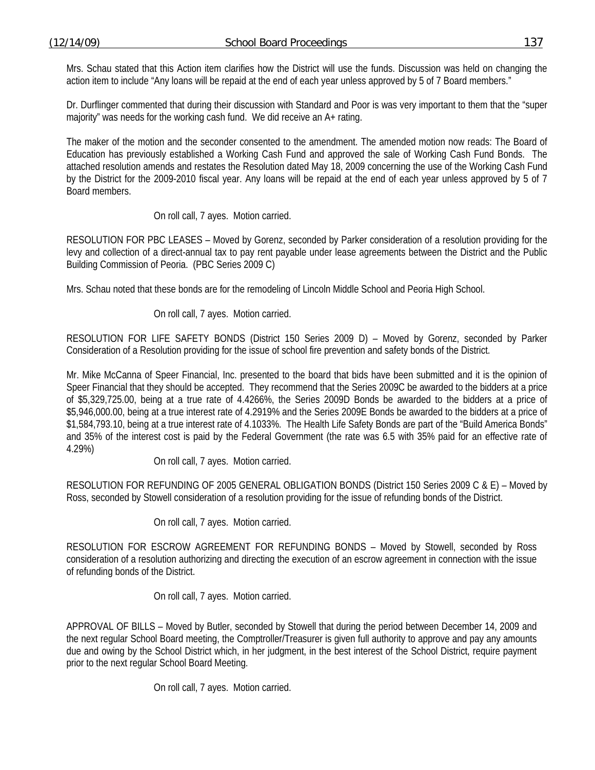Mrs. Schau stated that this Action item clarifies how the District will use the funds. Discussion was held on changing the action item to include "Any loans will be repaid at the end of each year unless approved by 5 of 7 Board members."

Dr. Durflinger commented that during their discussion with Standard and Poor is was very important to them that the "super majority" was needs for the working cash fund. We did receive an A+ rating.

The maker of the motion and the seconder consented to the amendment. The amended motion now reads: The Board of Education has previously established a Working Cash Fund and approved the sale of Working Cash Fund Bonds. The attached resolution amends and restates the Resolution dated May 18, 2009 concerning the use of the Working Cash Fund by the District for the 2009-2010 fiscal year. Any loans will be repaid at the end of each year unless approved by 5 of 7 Board members.

On roll call, 7 ayes. Motion carried.

RESOLUTION FOR PBC LEASES – Moved by Gorenz, seconded by Parker consideration of a resolution providing for the levy and collection of a direct-annual tax to pay rent payable under lease agreements between the District and the Public Building Commission of Peoria. (PBC Series 2009 C)

Mrs. Schau noted that these bonds are for the remodeling of Lincoln Middle School and Peoria High School.

On roll call, 7 ayes. Motion carried.

RESOLUTION FOR LIFE SAFETY BONDS (District 150 Series 2009 D) – Moved by Gorenz, seconded by Parker Consideration of a Resolution providing for the issue of school fire prevention and safety bonds of the District.

Mr. Mike McCanna of Speer Financial, Inc. presented to the board that bids have been submitted and it is the opinion of Speer Financial that they should be accepted. They recommend that the Series 2009C be awarded to the bidders at a price of \$5,329,725.00, being at a true rate of 4.4266%, the Series 2009D Bonds be awarded to the bidders at a price of \$5,946,000.00, being at a true interest rate of 4.2919% and the Series 2009E Bonds be awarded to the bidders at a price of \$1,584,793.10, being at a true interest rate of 4.1033%. The Health Life Safety Bonds are part of the "Build America Bonds" and 35% of the interest cost is paid by the Federal Government (the rate was 6.5 with 35% paid for an effective rate of 4.29%)

On roll call, 7 ayes. Motion carried.

RESOLUTION FOR REFUNDING OF 2005 GENERAL OBLIGATION BONDS (District 150 Series 2009 C & E) – Moved by Ross, seconded by Stowell consideration of a resolution providing for the issue of refunding bonds of the District.

On roll call, 7 ayes. Motion carried.

RESOLUTION FOR ESCROW AGREEMENT FOR REFUNDING BONDS – Moved by Stowell, seconded by Ross consideration of a resolution authorizing and directing the execution of an escrow agreement in connection with the issue of refunding bonds of the District.

On roll call, 7 ayes. Motion carried.

APPROVAL OF BILLS – Moved by Butler, seconded by Stowell that during the period between December 14, 2009 and the next regular School Board meeting, the Comptroller/Treasurer is given full authority to approve and pay any amounts due and owing by the School District which, in her judgment, in the best interest of the School District, require payment prior to the next regular School Board Meeting.

On roll call, 7 ayes. Motion carried.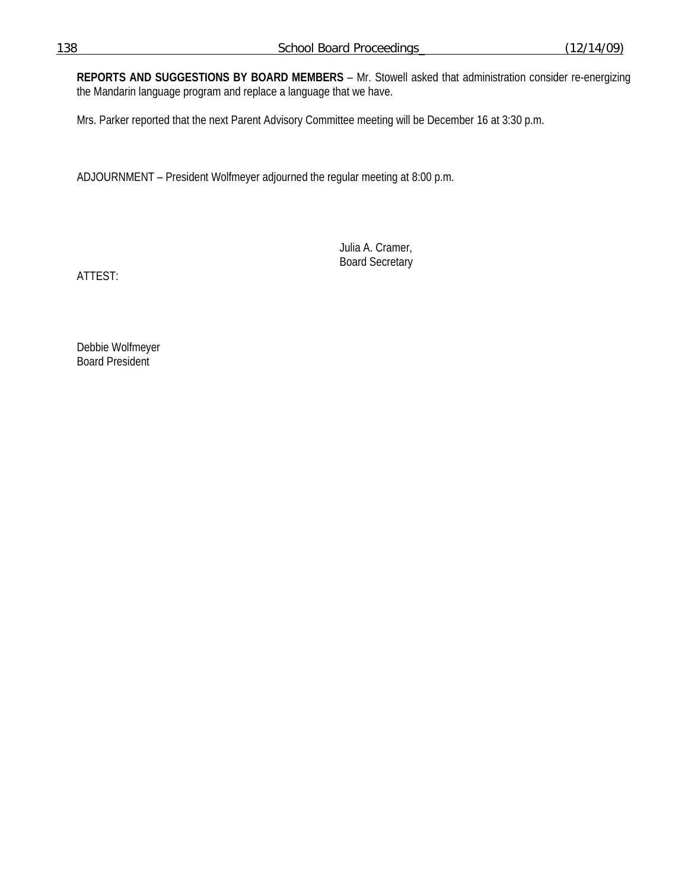**REPORTS AND SUGGESTIONS BY BOARD MEMBERS** – Mr. Stowell asked that administration consider re-energizing the Mandarin language program and replace a language that we have.

Mrs. Parker reported that the next Parent Advisory Committee meeting will be December 16 at 3:30 p.m.

ADJOURNMENT – President Wolfmeyer adjourned the regular meeting at 8:00 p.m.

Julia A. Cramer,
Board Secretary

ATTEST:

Debbie Wolfmeyer
Board President